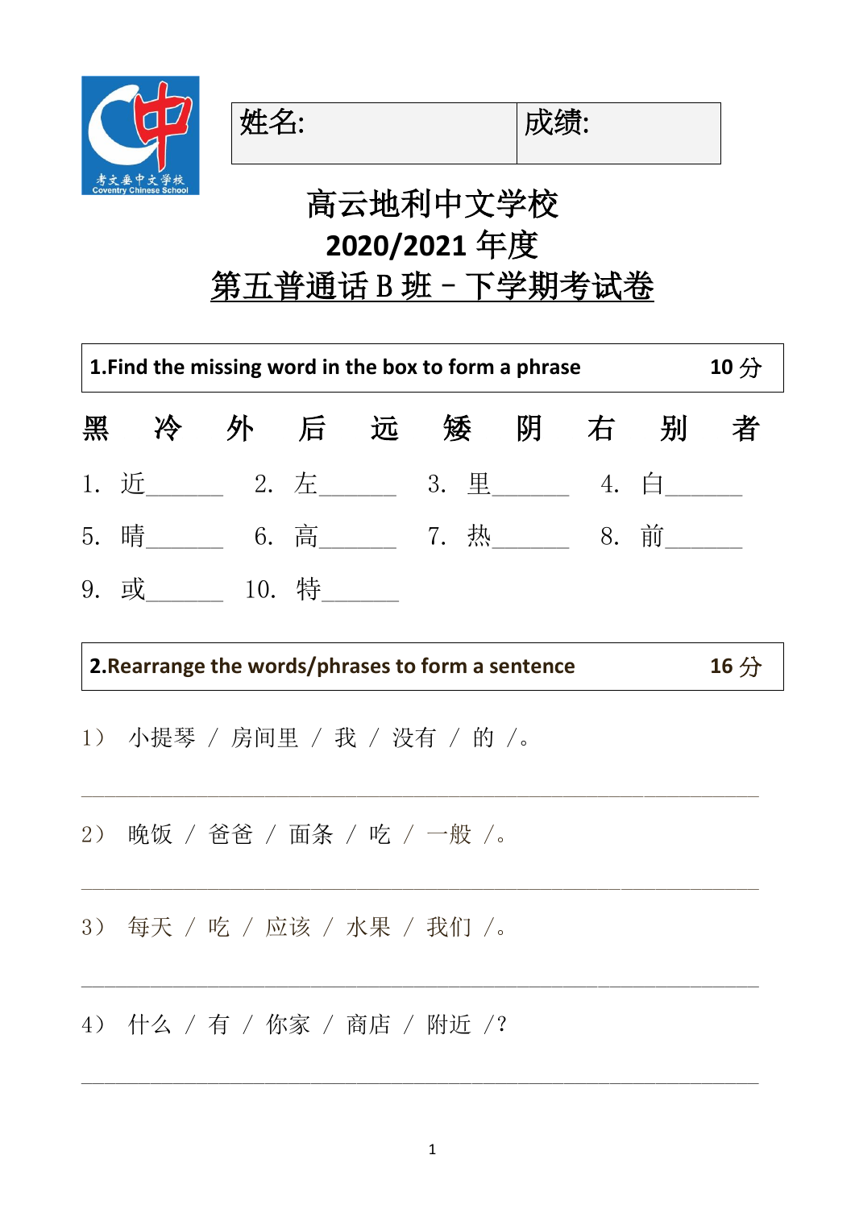| 姓名: | 成绩: |
| --- | --- |

# 高云地利中文学校
# 2020/2021 年度
# 第五普通话 B 班 - 下学期考试卷

## 1.Find the missing word in the box to form a phrase　　10 分

黑　冷　外　后　远　矮　阴　右　别　者

1. 近______　2. 左______　3. 里______　4. 白______

5. 晴______　6. 高______　7. 热______　8. 前______

9. 或______　10. 特______

## 2.Rearrange the words/phrases to form a sentence　　16 分

1） 小提琴 / 房间里 / 我 / 没有 / 的 /。

______________________________________________________________

2） 晚饭 / 爸爸 / 面条 / 吃 / 一般 /。

______________________________________________________________

3） 每天 / 吃 / 应该 / 水果 / 我们 /。

______________________________________________________________

4） 什么 / 有 / 你家 / 商店 / 附近 /?

______________________________________________________________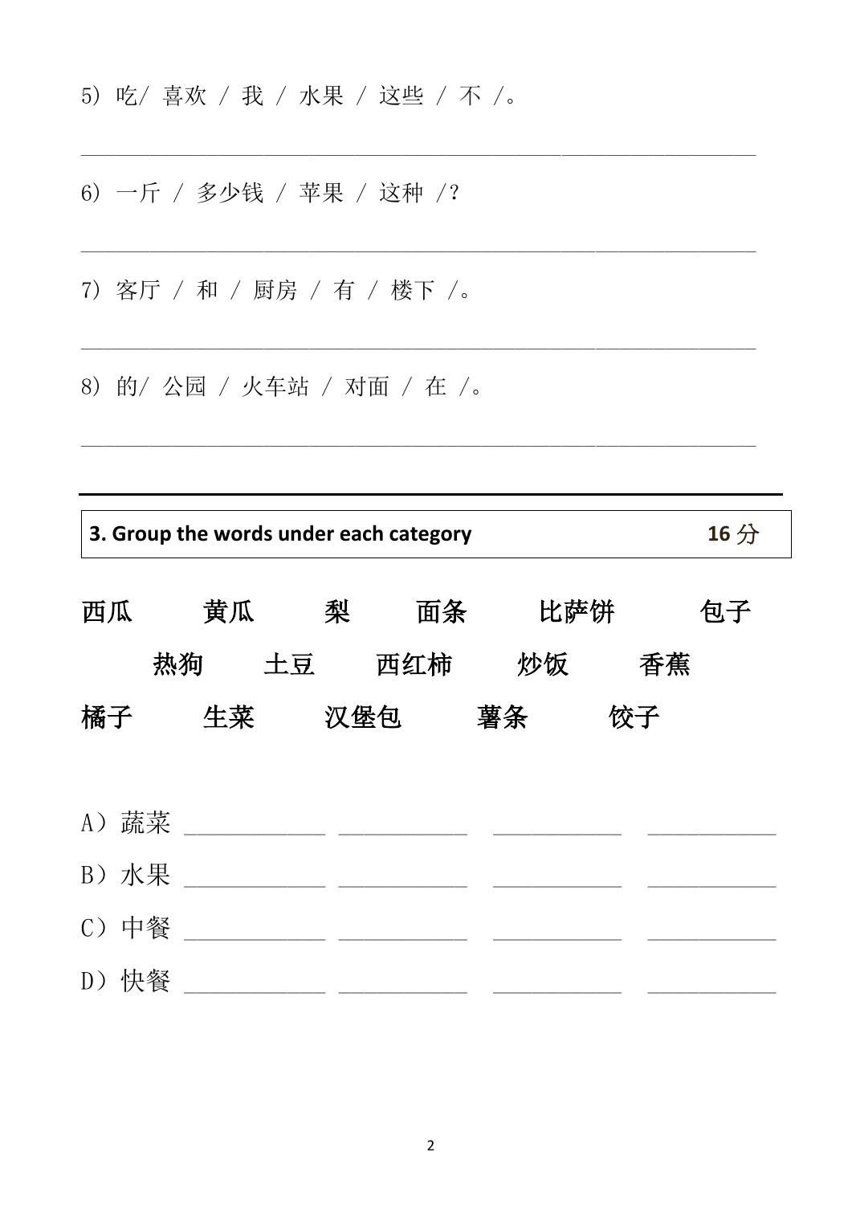5）吃/ 喜欢 / 我 / 水果 / 这些 / 不 /。

______________________________________________________________

6）一斤 / 多少钱 / 苹果 / 这种 /？

______________________________________________________________

7）客厅 / 和 / 厨房 / 有 / 楼下 /。

______________________________________________________________

8）的/ 公园 / 火车站 / 对面 / 在 /。

______________________________________________________________

---

**3. Group the words under each category** **16 分**

**西瓜　　黄瓜　　梨　　面条　　比萨饼　　包子**

**热狗　　土豆　　西红柿　　炒饭　　香蕉**

**橘子　　生菜　　汉堡包　　薯条　　饺子**

A）蔬菜 ____________ ____________ ____________ ____________

B）水果 ____________ ____________ ____________ ____________

C）中餐 ____________ ____________ ____________ ____________

D）快餐 ____________ ____________ ____________ ____________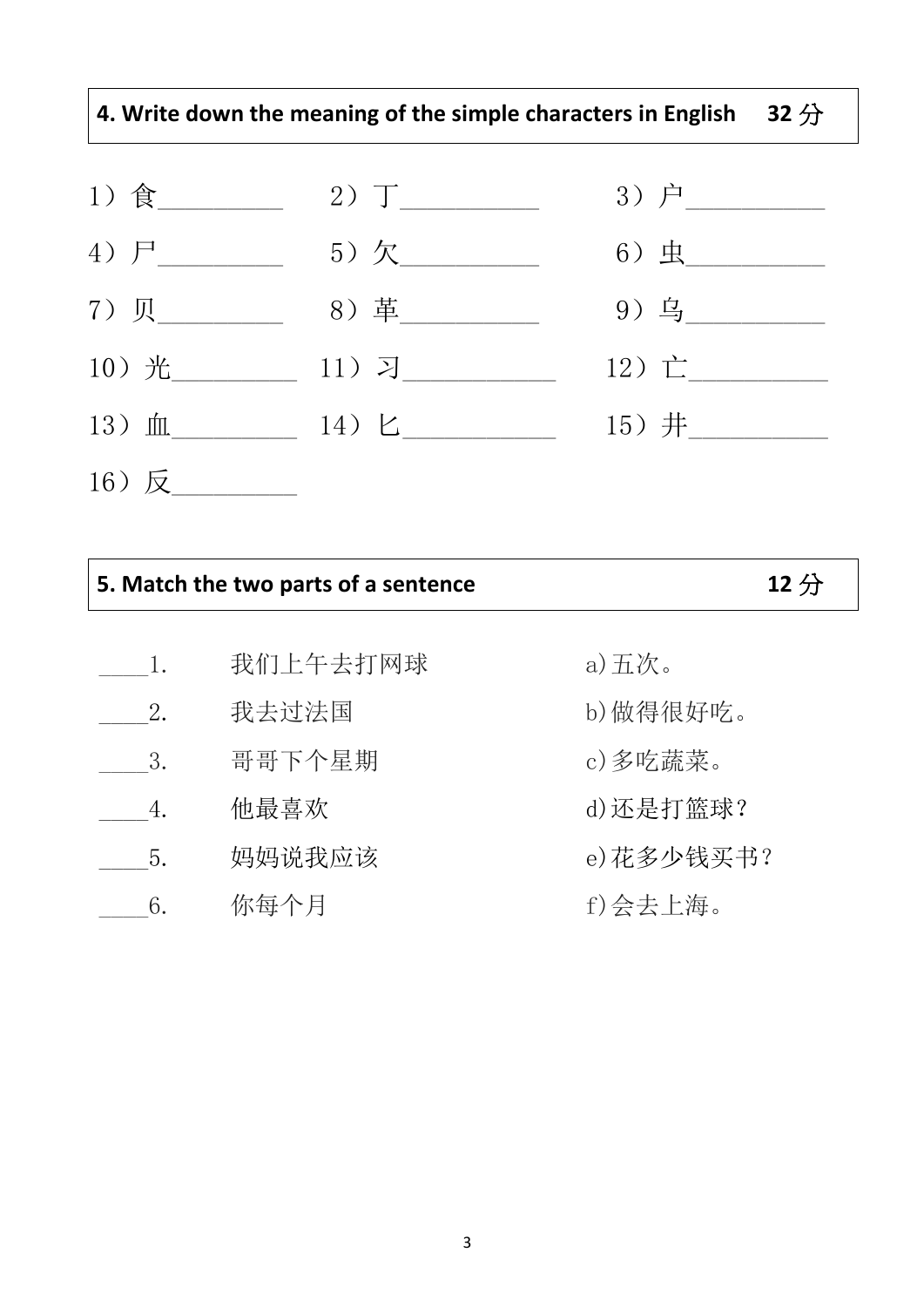**4. Write down the meaning of the simple characters in English 32 分**

1）食__________ 2）丁___________ 3）户___________

4）尸__________ 5）欠___________ 6）虫___________

7）贝__________ 8）革___________ 9）乌___________

10）光__________ 11）习____________ 12）亡___________

13）血__________ 14）匕____________ 15）井___________

16）反__________

**5. Match the two parts of a sentence 12 分**

| | | |
|---|---|---|
| _____1. | 我们上午去打网球 | a)五次。 |
| _____2. | 我去过法国 | b)做得很好吃。 |
| _____3. | 哥哥下个星期 | c)多吃蔬菜。 |
| _____4. | 他最喜欢 | d)还是打篮球？ |
| _____5. | 妈妈说我应该 | e)花多少钱买书？ |
| _____6. | 你每个月 | f)会去上海。 |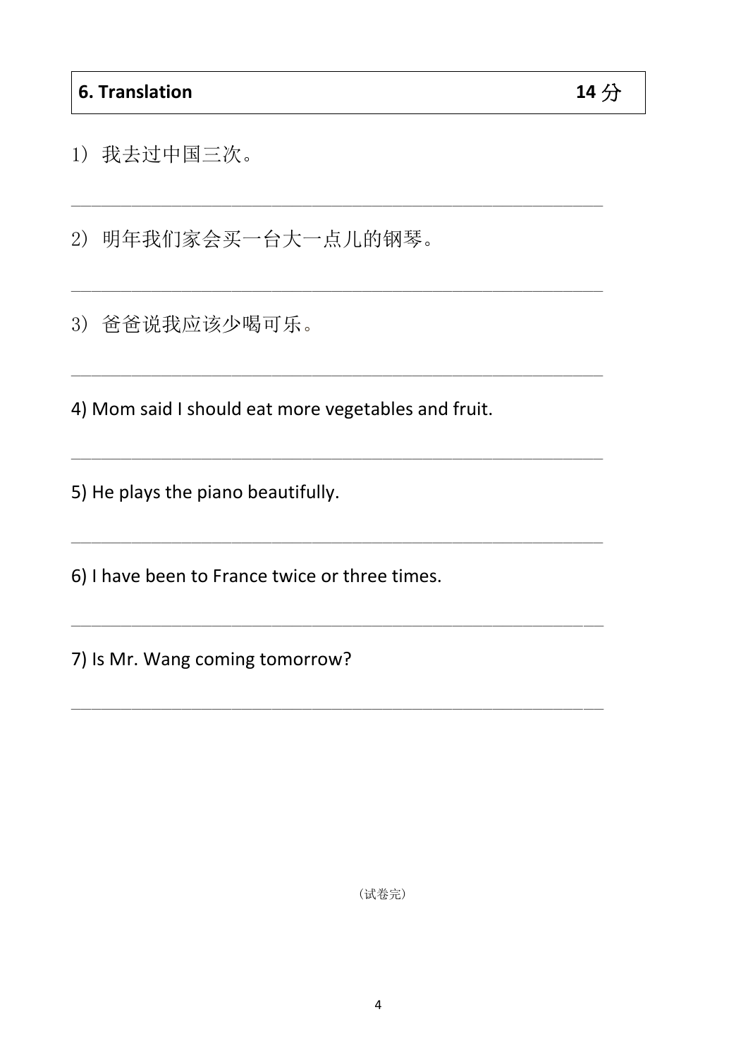## 6. Translation 14 分

1） 我去过中国三次。

\_\_\_\_\_\_\_\_\_\_\_\_\_\_\_\_\_\_\_\_\_\_\_\_\_\_\_\_\_\_\_\_\_\_\_\_\_\_\_\_\_\_\_\_\_\_\_\_

2） 明年我们家会买一台大一点儿的钢琴。

\_\_\_\_\_\_\_\_\_\_\_\_\_\_\_\_\_\_\_\_\_\_\_\_\_\_\_\_\_\_\_\_\_\_\_\_\_\_\_\_\_\_\_\_\_\_\_\_

3） 爸爸说我应该少喝可乐。

\_\_\_\_\_\_\_\_\_\_\_\_\_\_\_\_\_\_\_\_\_\_\_\_\_\_\_\_\_\_\_\_\_\_\_\_\_\_\_\_\_\_\_\_\_\_\_\_

4) Mom said I should eat more vegetables and fruit.

\_\_\_\_\_\_\_\_\_\_\_\_\_\_\_\_\_\_\_\_\_\_\_\_\_\_\_\_\_\_\_\_\_\_\_\_\_\_\_\_\_\_\_\_\_\_\_\_

5) He plays the piano beautifully.

\_\_\_\_\_\_\_\_\_\_\_\_\_\_\_\_\_\_\_\_\_\_\_\_\_\_\_\_\_\_\_\_\_\_\_\_\_\_\_\_\_\_\_\_\_\_\_\_

6) I have been to France twice or three times.

\_\_\_\_\_\_\_\_\_\_\_\_\_\_\_\_\_\_\_\_\_\_\_\_\_\_\_\_\_\_\_\_\_\_\_\_\_\_\_\_\_\_\_\_\_\_\_\_

7) Is Mr. Wang coming tomorrow?

\_\_\_\_\_\_\_\_\_\_\_\_\_\_\_\_\_\_\_\_\_\_\_\_\_\_\_\_\_\_\_\_\_\_\_\_\_\_\_\_\_\_\_\_\_\_\_\_

（试卷完）